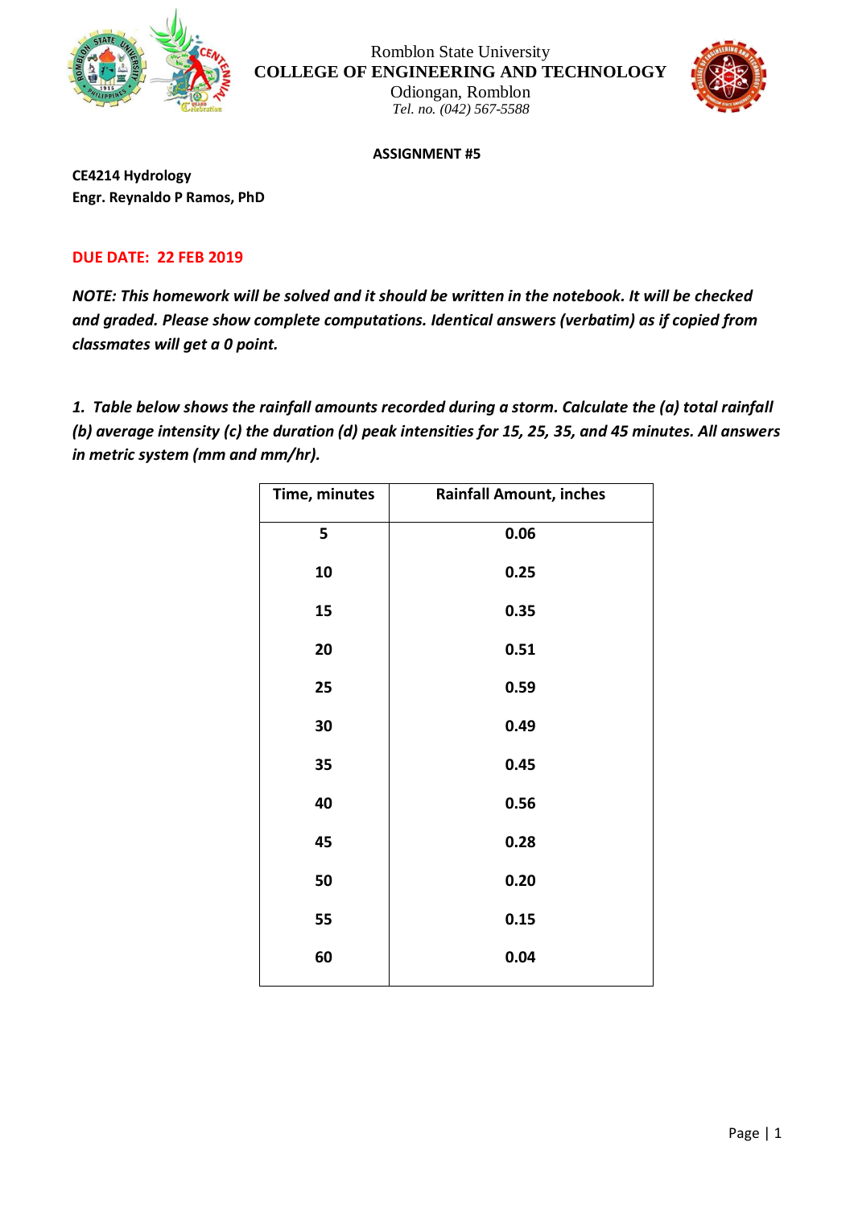Romblon State University
**COLLEGE OF ENGINEERING AND TECHNOLOGY**
Odiongan, Romblon
*Tel. no. (042) 567-5588*

**ASSIGNMENT #5**

**CE4214 Hydrology**
**Engr. Reynaldo P Ramos, PhD**

**DUE DATE: 22 FEB 2019**

***NOTE: This homework will be solved and it should be written in the notebook. It will be checked and graded. Please show complete computations. Identical answers (verbatim) as if copied from classmates will get a 0 point.***

***1. Table below shows the rainfall amounts recorded during a storm. Calculate the (a) total rainfall (b) average intensity (c) the duration (d) peak intensities for 15, 25, 35, and 45 minutes. All answers in metric system (mm and mm/hr).***

| Time, minutes | Rainfall Amount, inches |
|---|---|
| 5 | 0.06 |
| 10 | 0.25 |
| 15 | 0.35 |
| 20 | 0.51 |
| 25 | 0.59 |
| 30 | 0.49 |
| 35 | 0.45 |
| 40 | 0.56 |
| 45 | 0.28 |
| 50 | 0.20 |
| 55 | 0.15 |
| 60 | 0.04 |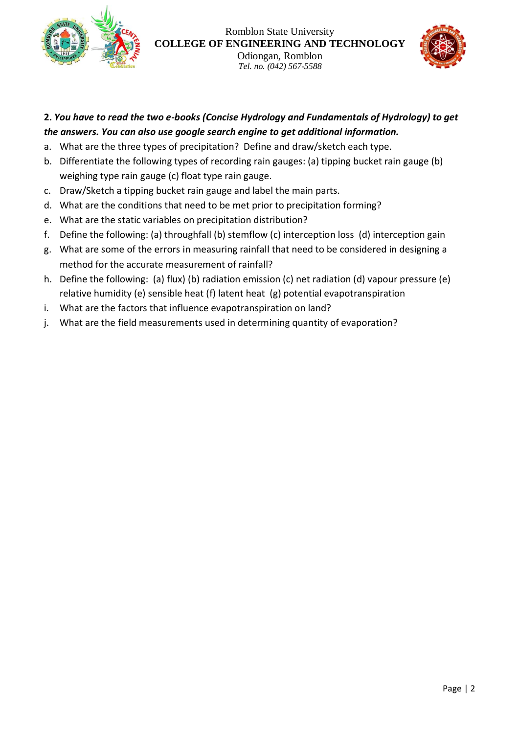**2.** ***You have to read the two e-books (Concise Hydrology and Fundamentals of Hydrology) to get the answers. You can also use google search engine to get additional information.***

a. What are the three types of precipitation? Define and draw/sketch each type.

b. Differentiate the following types of recording rain gauges: (a) tipping bucket rain gauge (b) weighing type rain gauge (c) float type rain gauge.

c. Draw/Sketch a tipping bucket rain gauge and label the main parts.

d. What are the conditions that need to be met prior to precipitation forming?

e. What are the static variables on precipitation distribution?

f. Define the following: (a) throughfall (b) stemflow (c) interception loss (d) interception gain

g. What are some of the errors in measuring rainfall that need to be considered in designing a method for the accurate measurement of rainfall?

h. Define the following: (a) flux) (b) radiation emission (c) net radiation (d) vapour pressure (e) relative humidity (e) sensible heat (f) latent heat (g) potential evapotranspiration

i. What are the factors that influence evapotranspiration on land?

j. What are the field measurements used in determining quantity of evaporation?